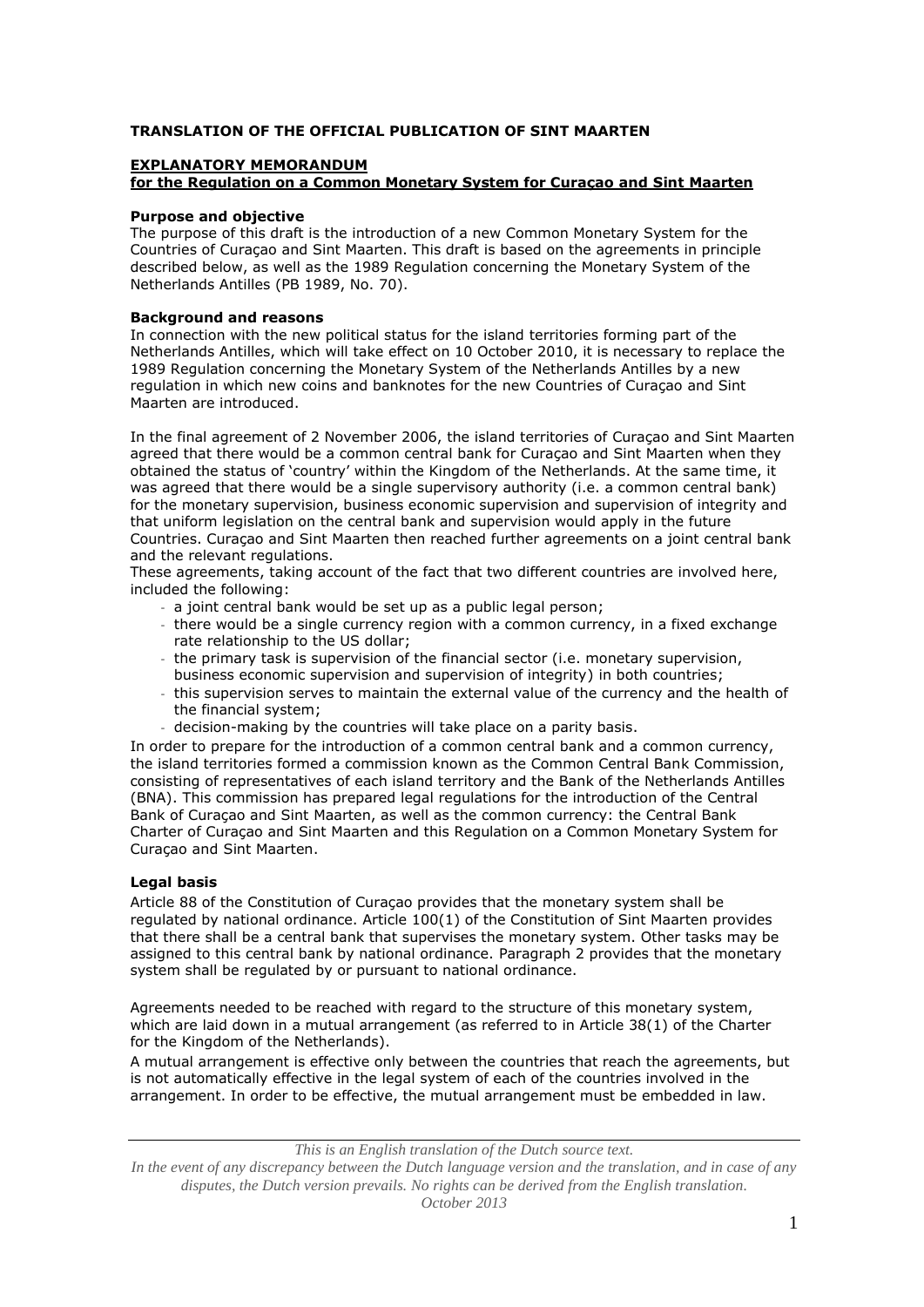**TRANSLATION OF THE OFFICIAL PUBLICATION OF SINT MAARTEN**

**EXPLANATORY MEMORANDUM**
**for the Regulation on a Common Monetary System for Curaçao and Sint Maarten**

**Purpose and objective**

The purpose of this draft is the introduction of a new Common Monetary System for the Countries of Curaçao and Sint Maarten. This draft is based on the agreements in principle described below, as well as the 1989 Regulation concerning the Monetary System of the Netherlands Antilles (PB 1989, No. 70).

**Background and reasons**

In connection with the new political status for the island territories forming part of the Netherlands Antilles, which will take effect on 10 October 2010, it is necessary to replace the 1989 Regulation concerning the Monetary System of the Netherlands Antilles by a new regulation in which new coins and banknotes for the new Countries of Curaçao and Sint Maarten are introduced.

In the final agreement of 2 November 2006, the island territories of Curaçao and Sint Maarten agreed that there would be a common central bank for Curaçao and Sint Maarten when they obtained the status of 'country' within the Kingdom of the Netherlands. At the same time, it was agreed that there would be a single supervisory authority (i.e. a common central bank) for the monetary supervision, business economic supervision and supervision of integrity and that uniform legislation on the central bank and supervision would apply in the future Countries. Curaçao and Sint Maarten then reached further agreements on a joint central bank and the relevant regulations.

These agreements, taking account of the fact that two different countries are involved here, included the following:

- a joint central bank would be set up as a public legal person;
- there would be a single currency region with a common currency, in a fixed exchange rate relationship to the US dollar;
- the primary task is supervision of the financial sector (i.e. monetary supervision, business economic supervision and supervision of integrity) in both countries;
- this supervision serves to maintain the external value of the currency and the health of the financial system;
- decision-making by the countries will take place on a parity basis.

In order to prepare for the introduction of a common central bank and a common currency, the island territories formed a commission known as the Common Central Bank Commission, consisting of representatives of each island territory and the Bank of the Netherlands Antilles (BNA). This commission has prepared legal regulations for the introduction of the Central Bank of Curaçao and Sint Maarten, as well as the common currency: the Central Bank Charter of Curaçao and Sint Maarten and this Regulation on a Common Monetary System for Curaçao and Sint Maarten.

**Legal basis**

Article 88 of the Constitution of Curaçao provides that the monetary system shall be regulated by national ordinance. Article 100(1) of the Constitution of Sint Maarten provides that there shall be a central bank that supervises the monetary system. Other tasks may be assigned to this central bank by national ordinance. Paragraph 2 provides that the monetary system shall be regulated by or pursuant to national ordinance.

Agreements needed to be reached with regard to the structure of this monetary system, which are laid down in a mutual arrangement (as referred to in Article 38(1) of the Charter for the Kingdom of the Netherlands).

A mutual arrangement is effective only between the countries that reach the agreements, but is not automatically effective in the legal system of each of the countries involved in the arrangement. In order to be effective, the mutual arrangement must be embedded in law.

*This is an English translation of the Dutch source text.*
*In the event of any discrepancy between the Dutch language version and the translation, and in case of any disputes, the Dutch version prevails. No rights can be derived from the English translation.*
*October 2013*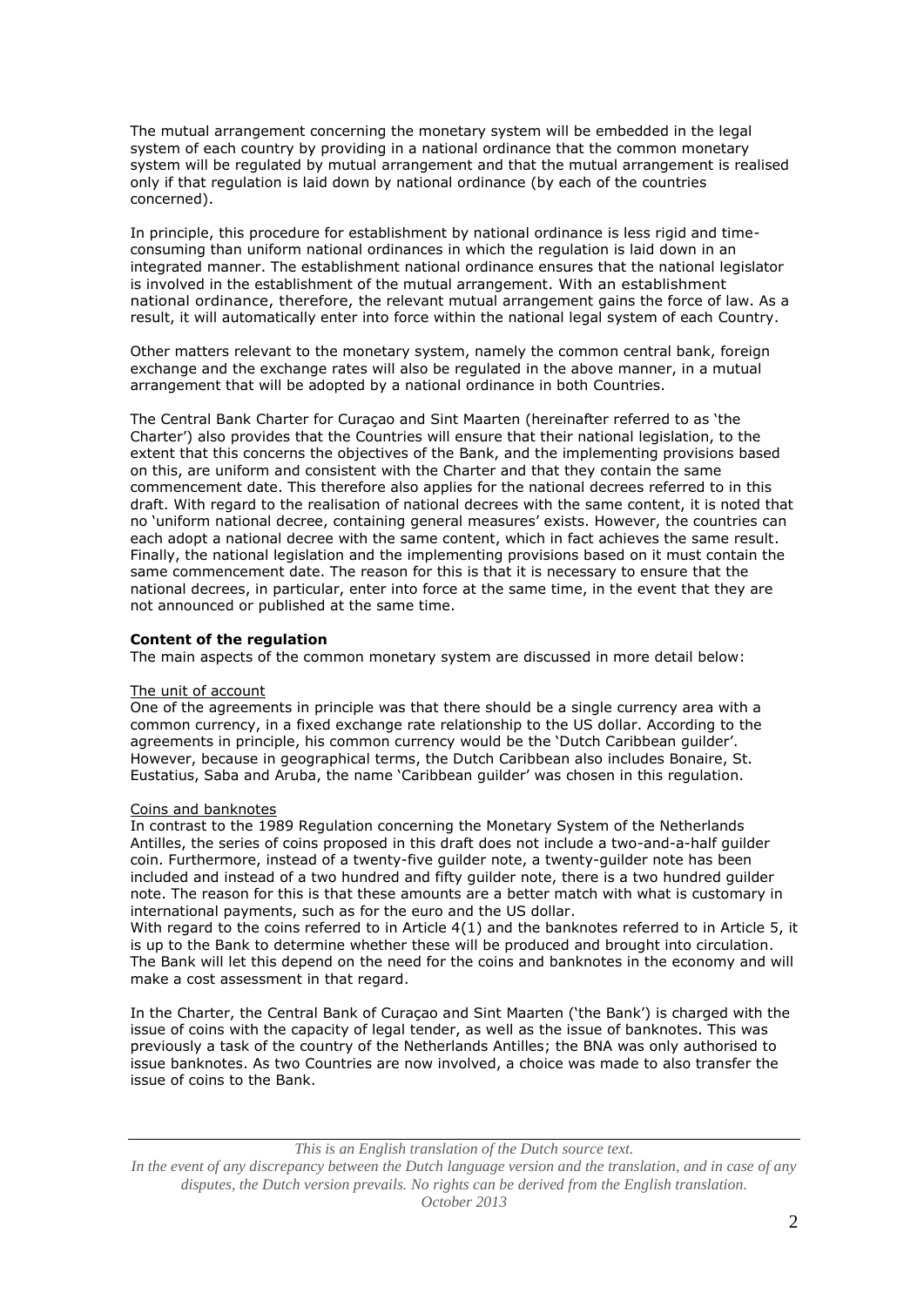The mutual arrangement concerning the monetary system will be embedded in the legal system of each country by providing in a national ordinance that the common monetary system will be regulated by mutual arrangement and that the mutual arrangement is realised only if that regulation is laid down by national ordinance (by each of the countries concerned).

In principle, this procedure for establishment by national ordinance is less rigid and time-consuming than uniform national ordinances in which the regulation is laid down in an integrated manner. The establishment national ordinance ensures that the national legislator is involved in the establishment of the mutual arrangement. With an establishment national ordinance, therefore, the relevant mutual arrangement gains the force of law. As a result, it will automatically enter into force within the national legal system of each Country.

Other matters relevant to the monetary system, namely the common central bank, foreign exchange and the exchange rates will also be regulated in the above manner, in a mutual arrangement that will be adopted by a national ordinance in both Countries.

The Central Bank Charter for Curaçao and Sint Maarten (hereinafter referred to as 'the Charter') also provides that the Countries will ensure that their national legislation, to the extent that this concerns the objectives of the Bank, and the implementing provisions based on this, are uniform and consistent with the Charter and that they contain the same commencement date. This therefore also applies for the national decrees referred to in this draft. With regard to the realisation of national decrees with the same content, it is noted that no 'uniform national decree, containing general measures' exists. However, the countries can each adopt a national decree with the same content, which in fact achieves the same result. Finally, the national legislation and the implementing provisions based on it must contain the same commencement date. The reason for this is that it is necessary to ensure that the national decrees, in particular, enter into force at the same time, in the event that they are not announced or published at the same time.

**Content of the regulation**

The main aspects of the common monetary system are discussed in more detail below:

The unit of account

One of the agreements in principle was that there should be a single currency area with a common currency, in a fixed exchange rate relationship to the US dollar. According to the agreements in principle, his common currency would be the 'Dutch Caribbean guilder'. However, because in geographical terms, the Dutch Caribbean also includes Bonaire, St. Eustatius, Saba and Aruba, the name 'Caribbean guilder' was chosen in this regulation.

Coins and banknotes

In contrast to the 1989 Regulation concerning the Monetary System of the Netherlands Antilles, the series of coins proposed in this draft does not include a two-and-a-half guilder coin. Furthermore, instead of a twenty-five guilder note, a twenty-guilder note has been included and instead of a two hundred and fifty guilder note, there is a two hundred guilder note. The reason for this is that these amounts are a better match with what is customary in international payments, such as for the euro and the US dollar.
With regard to the coins referred to in Article 4(1) and the banknotes referred to in Article 5, it is up to the Bank to determine whether these will be produced and brought into circulation. The Bank will let this depend on the need for the coins and banknotes in the economy and will make a cost assessment in that regard.

In the Charter, the Central Bank of Curaçao and Sint Maarten ('the Bank') is charged with the issue of coins with the capacity of legal tender, as well as the issue of banknotes. This was previously a task of the country of the Netherlands Antilles; the BNA was only authorised to issue banknotes. As two Countries are now involved, a choice was made to also transfer the issue of coins to the Bank.

*This is an English translation of the Dutch source text.*
*In the event of any discrepancy between the Dutch language version and the translation, and in case of any disputes, the Dutch version prevails. No rights can be derived from the English translation.*
*October 2013*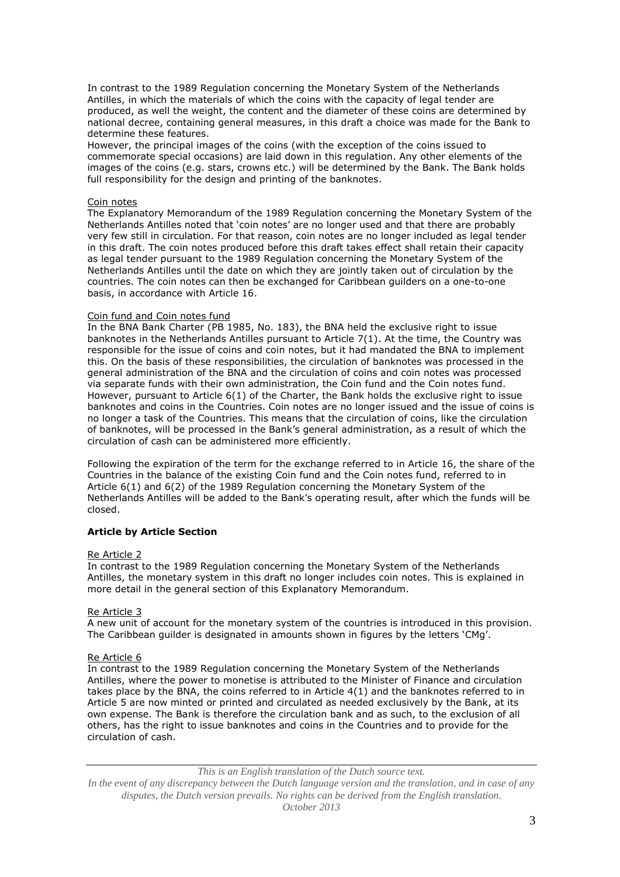In contrast to the 1989 Regulation concerning the Monetary System of the Netherlands Antilles, in which the materials of which the coins with the capacity of legal tender are produced, as well the weight, the content and the diameter of these coins are determined by national decree, containing general measures, in this draft a choice was made for the Bank to determine these features.
However, the principal images of the coins (with the exception of the coins issued to commemorate special occasions) are laid down in this regulation. Any other elements of the images of the coins (e.g. stars, crowns etc.) will be determined by the Bank. The Bank holds full responsibility for the design and printing of the banknotes.

Coin notes

The Explanatory Memorandum of the 1989 Regulation concerning the Monetary System of the Netherlands Antilles noted that 'coin notes' are no longer used and that there are probably very few still in circulation. For that reason, coin notes are no longer included as legal tender in this draft. The coin notes produced before this draft takes effect shall retain their capacity as legal tender pursuant to the 1989 Regulation concerning the Monetary System of the Netherlands Antilles until the date on which they are jointly taken out of circulation by the countries. The coin notes can then be exchanged for Caribbean guilders on a one-to-one basis, in accordance with Article 16.

Coin fund and Coin notes fund

In the BNA Bank Charter (PB 1985, No. 183), the BNA held the exclusive right to issue banknotes in the Netherlands Antilles pursuant to Article 7(1). At the time, the Country was responsible for the issue of coins and coin notes, but it had mandated the BNA to implement this. On the basis of these responsibilities, the circulation of banknotes was processed in the general administration of the BNA and the circulation of coins and coin notes was processed via separate funds with their own administration, the Coin fund and the Coin notes fund. However, pursuant to Article 6(1) of the Charter, the Bank holds the exclusive right to issue banknotes and coins in the Countries. Coin notes are no longer issued and the issue of coins is no longer a task of the Countries. This means that the circulation of coins, like the circulation of banknotes, will be processed in the Bank's general administration, as a result of which the circulation of cash can be administered more efficiently.

Following the expiration of the term for the exchange referred to in Article 16, the share of the Countries in the balance of the existing Coin fund and the Coin notes fund, referred to in Article 6(1) and 6(2) of the 1989 Regulation concerning the Monetary System of the Netherlands Antilles will be added to the Bank's operating result, after which the funds will be closed.

**Article by Article Section**

Re Article 2

In contrast to the 1989 Regulation concerning the Monetary System of the Netherlands Antilles, the monetary system in this draft no longer includes coin notes. This is explained in more detail in the general section of this Explanatory Memorandum.

Re Article 3

A new unit of account for the monetary system of the countries is introduced in this provision. The Caribbean guilder is designated in amounts shown in figures by the letters 'CMg'.

Re Article 6

In contrast to the 1989 Regulation concerning the Monetary System of the Netherlands Antilles, where the power to monetise is attributed to the Minister of Finance and circulation takes place by the BNA, the coins referred to in Article 4(1) and the banknotes referred to in Article 5 are now minted or printed and circulated as needed exclusively by the Bank, at its own expense. The Bank is therefore the circulation bank and as such, to the exclusion of all others, has the right to issue banknotes and coins in the Countries and to provide for the circulation of cash.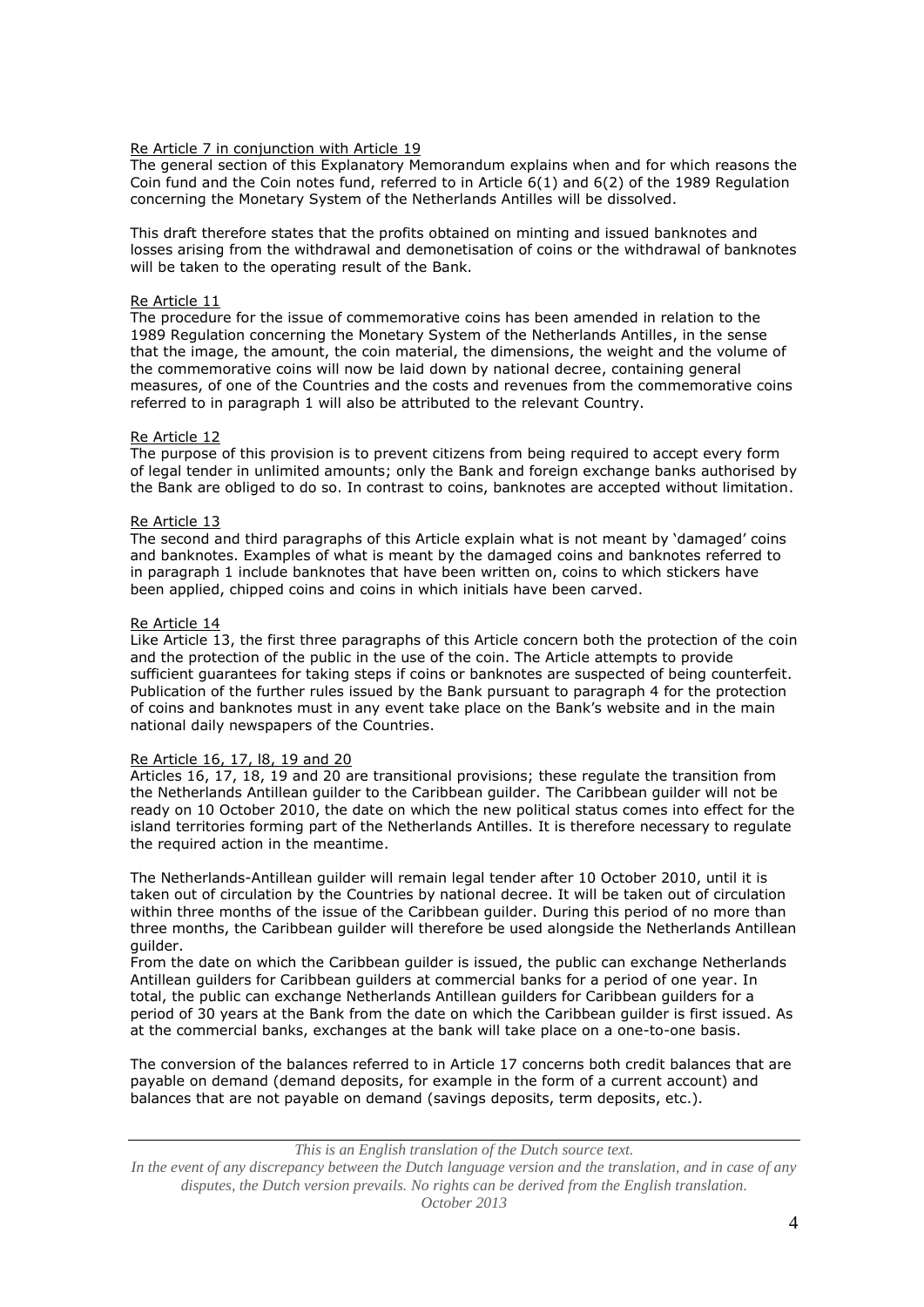Re Article 7 in conjunction with Article 19

The general section of this Explanatory Memorandum explains when and for which reasons the Coin fund and the Coin notes fund, referred to in Article 6(1) and 6(2) of the 1989 Regulation concerning the Monetary System of the Netherlands Antilles will be dissolved.

This draft therefore states that the profits obtained on minting and issued banknotes and losses arising from the withdrawal and demonetisation of coins or the withdrawal of banknotes will be taken to the operating result of the Bank.

Re Article 11

The procedure for the issue of commemorative coins has been amended in relation to the 1989 Regulation concerning the Monetary System of the Netherlands Antilles, in the sense that the image, the amount, the coin material, the dimensions, the weight and the volume of the commemorative coins will now be laid down by national decree, containing general measures, of one of the Countries and the costs and revenues from the commemorative coins referred to in paragraph 1 will also be attributed to the relevant Country.

Re Article 12

The purpose of this provision is to prevent citizens from being required to accept every form of legal tender in unlimited amounts; only the Bank and foreign exchange banks authorised by the Bank are obliged to do so. In contrast to coins, banknotes are accepted without limitation.

Re Article 13

The second and third paragraphs of this Article explain what is not meant by 'damaged' coins and banknotes. Examples of what is meant by the damaged coins and banknotes referred to in paragraph 1 include banknotes that have been written on, coins to which stickers have been applied, chipped coins and coins in which initials have been carved.

Re Article 14

Like Article 13, the first three paragraphs of this Article concern both the protection of the coin and the protection of the public in the use of the coin. The Article attempts to provide sufficient guarantees for taking steps if coins or banknotes are suspected of being counterfeit. Publication of the further rules issued by the Bank pursuant to paragraph 4 for the protection of coins and banknotes must in any event take place on the Bank's website and in the main national daily newspapers of the Countries.

Re Article 16, 17, l8, 19 and 20

Articles 16, 17, 18, 19 and 20 are transitional provisions; these regulate the transition from the Netherlands Antillean guilder to the Caribbean guilder. The Caribbean guilder will not be ready on 10 October 2010, the date on which the new political status comes into effect for the island territories forming part of the Netherlands Antilles. It is therefore necessary to regulate the required action in the meantime.

The Netherlands-Antillean guilder will remain legal tender after 10 October 2010, until it is taken out of circulation by the Countries by national decree. It will be taken out of circulation within three months of the issue of the Caribbean guilder. During this period of no more than three months, the Caribbean guilder will therefore be used alongside the Netherlands Antillean guilder.

From the date on which the Caribbean guilder is issued, the public can exchange Netherlands Antillean guilders for Caribbean guilders at commercial banks for a period of one year. In total, the public can exchange Netherlands Antillean guilders for Caribbean guilders for a period of 30 years at the Bank from the date on which the Caribbean guilder is first issued. As at the commercial banks, exchanges at the bank will take place on a one-to-one basis.

The conversion of the balances referred to in Article 17 concerns both credit balances that are payable on demand (demand deposits, for example in the form of a current account) and balances that are not payable on demand (savings deposits, term deposits, etc.).

*This is an English translation of the Dutch source text.*
*In the event of any discrepancy between the Dutch language version and the translation, and in case of any disputes, the Dutch version prevails. No rights can be derived from the English translation.*
*October 2013*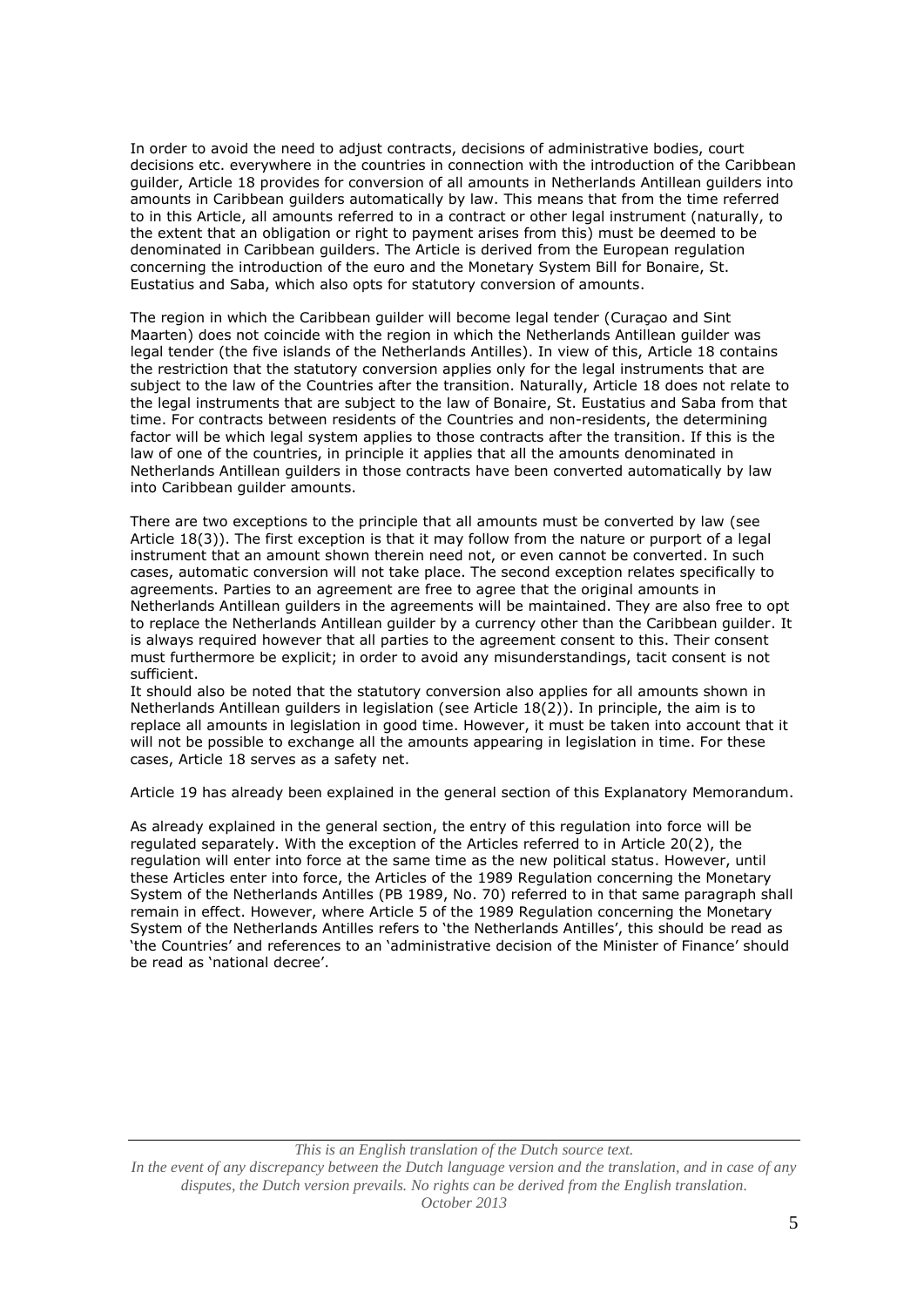In order to avoid the need to adjust contracts, decisions of administrative bodies, court decisions etc. everywhere in the countries in connection with the introduction of the Caribbean guilder, Article 18 provides for conversion of all amounts in Netherlands Antillean guilders into amounts in Caribbean guilders automatically by law. This means that from the time referred to in this Article, all amounts referred to in a contract or other legal instrument (naturally, to the extent that an obligation or right to payment arises from this) must be deemed to be denominated in Caribbean guilders. The Article is derived from the European regulation concerning the introduction of the euro and the Monetary System Bill for Bonaire, St. Eustatius and Saba, which also opts for statutory conversion of amounts.

The region in which the Caribbean guilder will become legal tender (Curaçao and Sint Maarten) does not coincide with the region in which the Netherlands Antillean guilder was legal tender (the five islands of the Netherlands Antilles). In view of this, Article 18 contains the restriction that the statutory conversion applies only for the legal instruments that are subject to the law of the Countries after the transition. Naturally, Article 18 does not relate to the legal instruments that are subject to the law of Bonaire, St. Eustatius and Saba from that time. For contracts between residents of the Countries and non-residents, the determining factor will be which legal system applies to those contracts after the transition. If this is the law of one of the countries, in principle it applies that all the amounts denominated in Netherlands Antillean guilders in those contracts have been converted automatically by law into Caribbean guilder amounts.

There are two exceptions to the principle that all amounts must be converted by law (see Article 18(3)). The first exception is that it may follow from the nature or purport of a legal instrument that an amount shown therein need not, or even cannot be converted. In such cases, automatic conversion will not take place. The second exception relates specifically to agreements. Parties to an agreement are free to agree that the original amounts in Netherlands Antillean guilders in the agreements will be maintained. They are also free to opt to replace the Netherlands Antillean guilder by a currency other than the Caribbean guilder. It is always required however that all parties to the agreement consent to this. Their consent must furthermore be explicit; in order to avoid any misunderstandings, tacit consent is not sufficient.
It should also be noted that the statutory conversion also applies for all amounts shown in Netherlands Antillean guilders in legislation (see Article 18(2)). In principle, the aim is to replace all amounts in legislation in good time. However, it must be taken into account that it will not be possible to exchange all the amounts appearing in legislation in time. For these cases, Article 18 serves as a safety net.

Article 19 has already been explained in the general section of this Explanatory Memorandum.

As already explained in the general section, the entry of this regulation into force will be regulated separately. With the exception of the Articles referred to in Article 20(2), the regulation will enter into force at the same time as the new political status. However, until these Articles enter into force, the Articles of the 1989 Regulation concerning the Monetary System of the Netherlands Antilles (PB 1989, No. 70) referred to in that same paragraph shall remain in effect. However, where Article 5 of the 1989 Regulation concerning the Monetary System of the Netherlands Antilles refers to 'the Netherlands Antilles', this should be read as 'the Countries' and references to an 'administrative decision of the Minister of Finance' should be read as 'national decree'.

*This is an English translation of the Dutch source text.*
*In the event of any discrepancy between the Dutch language version and the translation, and in case of any disputes, the Dutch version prevails. No rights can be derived from the English translation.*
*October 2013*